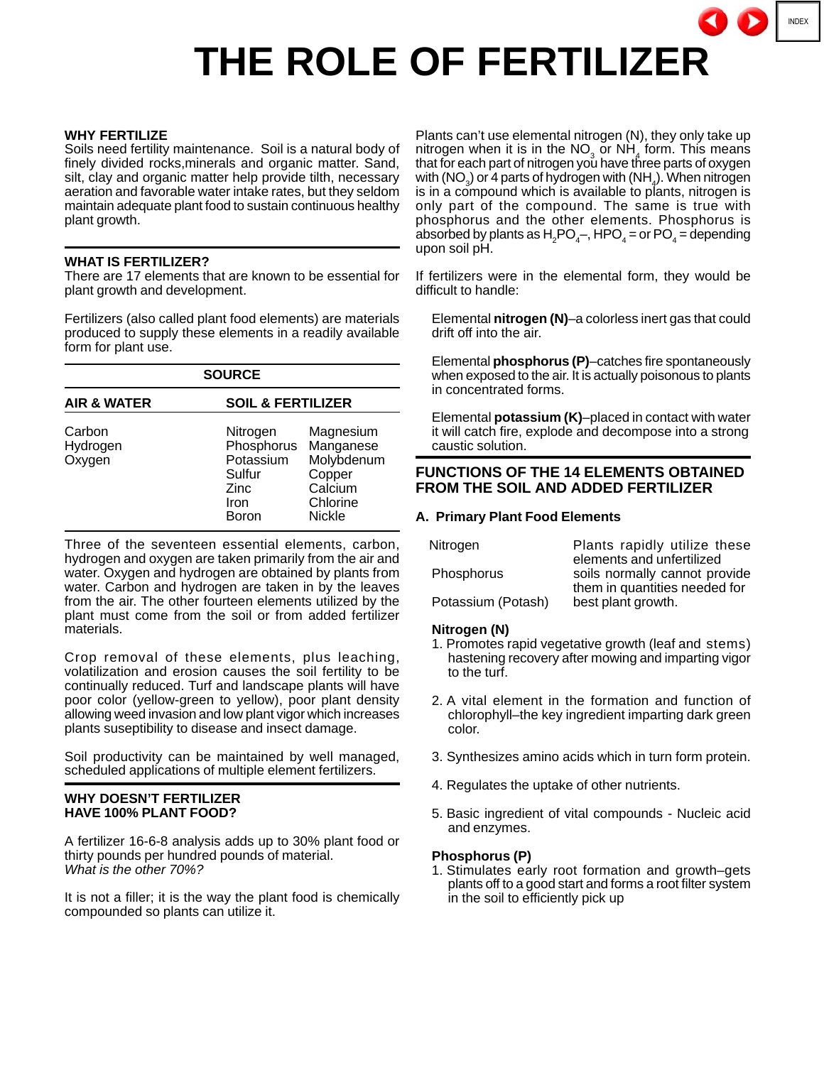# THE ROLE OF FERTILIZER

## WHY FERTILIZE

Soils need fertility maintenance. Soil is a natural body of finely divided rocks,minerals and organic matter. Sand, silt, clay and organic matter help provide tilth, necessary aeration and favorable water intake rates, but they seldom maintain adequate plant food to sustain continuous healthy plant growth.

## WHAT IS FERTILIZER?

There are 17 elements that are known to be essential for plant growth and development.

Fertilizers (also called plant food elements) are materials produced to supply these elements in a readily available form for plant use.

| SOURCE | | |
|---|---|---|
| **AIR & WATER** | **SOIL & FERTILIZER** | |
| Carbon | Nitrogen | Magnesium |
| Hydrogen | Phosphorus | Manganese |
| Oxygen | Potassium | Molybdenum |
| | Sulfur | Copper |
| | Zinc | Calcium |
| | Iron | Chlorine |
| | Boron | Nickle |

Three of the seventeen essential elements, carbon, hydrogen and oxygen are taken primarily from the air and water. Oxygen and hydrogen are obtained by plants from water. Carbon and hydrogen are taken in by the leaves from the air. The other fourteen elements utilized by the plant must come from the soil or from added fertilizer materials.

Crop removal of these elements, plus leaching, volatilization and erosion causes the soil fertility to be continually reduced. Turf and landscape plants will have poor color (yellow-green to yellow), poor plant density allowing weed invasion and low plant vigor which increases plants suseptibility to disease and insect damage.

Soil productivity can be maintained by well managed, scheduled applications of multiple element fertilizers.

## WHY DOESN'T FERTILIZER HAVE 100% PLANT FOOD?

A fertilizer 16-6-8 analysis adds up to 30% plant food or thirty pounds per hundred pounds of material.
*What is the other 70%?*

It is not a filler; it is the way the plant food is chemically compounded so plants can utilize it.

Plants can't use elemental nitrogen (N), they only take up nitrogen when it is in the $NO_3$ or $NH_4$ form. This means that for each part of nitrogen you have three parts of oxygen with ($NO_3$) or 4 parts of hydrogen with ($NH_4$). When nitrogen is in a compound which is available to plants, nitrogen is only part of the compound. The same is true with phosphorus and the other elements. Phosphorus is absorbed by plants as $H_2PO_4$–, $HPO_4$ = or $PO_4$ = depending upon soil pH.

If fertilizers were in the elemental form, they would be difficult to handle:

Elemental **nitrogen (N)**–a colorless inert gas that could drift off into the air.

Elemental **phosphorus (P)**–catches fire spontaneously when exposed to the air. It is actually poisonous to plants in concentrated forms.

Elemental **potassium (K)**–placed in contact with water it will catch fire, explode and decompose into a strong caustic solution.

## FUNCTIONS OF THE 14 ELEMENTS OBTAINED FROM THE SOIL AND ADDED FERTILIZER

### A. Primary Plant Food Elements

| | |
|---|---|
| Nitrogen | Plants rapidly utilize these elements and unfertilized |
| Phosphorus | soils normally cannot provide them in quantities needed for |
| Potassium (Potash) | best plant growth. |

**Nitrogen (N)**

1. Promotes rapid vegetative growth (leaf and stems) hastening recovery after mowing and imparting vigor to the turf.
2. A vital element in the formation and function of chlorophyll–the key ingredient imparting dark green color.
3. Synthesizes amino acids which in turn form protein.
4. Regulates the uptake of other nutrients.
5. Basic ingredient of vital compounds - Nucleic acid and enzymes.

**Phosphorus (P)**

1. Stimulates early root formation and growth–gets plants off to a good start and forms a root filter system in the soil to efficiently pick up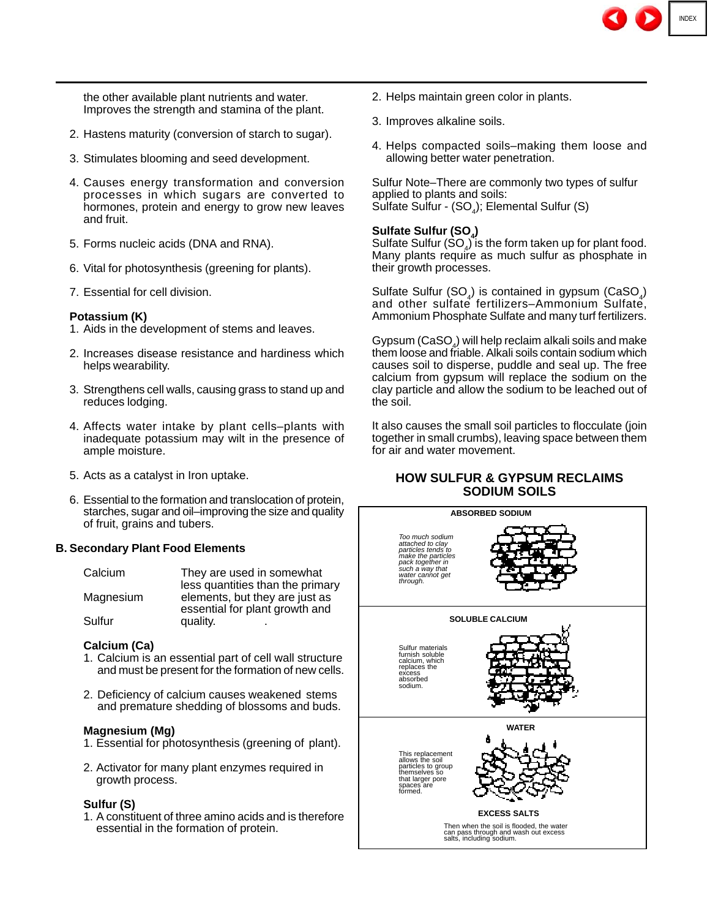the other available plant nutrients and water. Improves the strength and stamina of the plant.

2. Hastens maturity (conversion of starch to sugar).

3. Stimulates blooming and seed development.

4. Causes energy transformation and conversion processes in which sugars are converted to hormones, protein and energy to grow new leaves and fruit.

5. Forms nucleic acids (DNA and RNA).

6. Vital for photosynthesis (greening for plants).

7. Essential for cell division.

**Potassium (K)**

1. Aids in the development of stems and leaves.

2. Increases disease resistance and hardiness which helps wearability.

3. Strengthens cell walls, causing grass to stand up and reduces lodging.

4. Affects water intake by plant cells–plants with inadequate potassium may wilt in the presence of ample moisture.

5. Acts as a catalyst in Iron uptake.

6. Essential to the formation and translocation of protein, starches, sugar and oil–improving the size and quality of fruit, grains and tubers.

### B. Secondary Plant Food Elements

| | |
|---|---|
| Calcium | They are used in somewhat less quantities than the primary elements, but they are just as essential for plant growth and quality. |
| Magnesium | |
| Sulfur | |

**Calcium (Ca)**

1. Calcium is an essential part of cell wall structure and must be present for the formation of new cells.

2. Deficiency of calcium causes weakened stems and premature shedding of blossoms and buds.

**Magnesium (Mg)**

1. Essential for photosynthesis (greening of plant).

2. Activator for many plant enzymes required in growth process.

**Sulfur (S)**

1. A constituent of three amino acids and is therefore essential in the formation of protein.

2. Helps maintain green color in plants.

3. Improves alkaline soils.

4. Helps compacted soils–making them loose and allowing better water penetration.

Sulfur Note–There are commonly two types of sulfur applied to plants and soils:
Sulfate Sulfur - ($SO_4$); Elemental Sulfur (S)

**Sulfate Sulfur ($SO_4$)**
Sulfate Sulfur ($SO_4$) is the form taken up for plant food. Many plants require as much sulfur as phosphate in their growth processes.

Sulfate Sulfur ($SO_4$) is contained in gypsum ($CaSO_4$) and other sulfate fertilizers–Ammonium Sulfate, Ammonium Phosphate Sulfate and many turf fertilizers.

Gypsum ($CaSO_4$) will help reclaim alkali soils and make them loose and friable. Alkali soils contain sodium which causes soil to disperse, puddle and seal up. The free calcium from gypsum will replace the sodium on the clay particle and allow the sodium to be leached out of the soil.

It also causes the small soil particles to flocculate (join together in small crumbs), leaving space between them for air and water movement.

### HOW SULFUR & GYPSUM RECLAIMS SODIUM SOILS

**ABSORBED SODIUM**

*Too much sodium attached to clay particles tends to make the particles pack together in such a way that water cannot get through.*

**SOLUBLE CALCIUM**

Sulfur materials furnish soluble calcium, which replaces the excess absorbed sodium.

**WATER**

This replacement allows the soil particles to group themselves so that larger pore spaces are formed.

**EXCESS SALTS**

Then when the soil is flooded, the water can pass through and wash out excess salts, including sodium.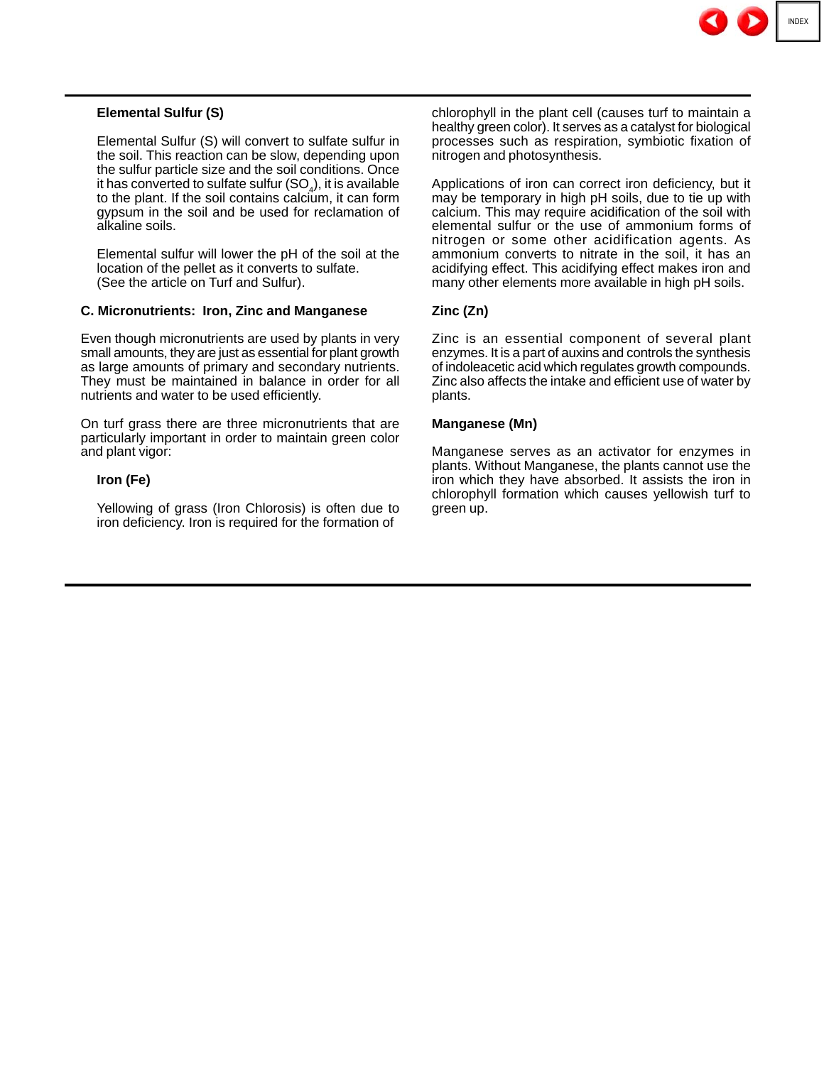### Elemental Sulfur (S)

Elemental Sulfur (S) will convert to sulfate sulfur in the soil. This reaction can be slow, depending upon the sulfur particle size and the soil conditions. Once it has converted to sulfate sulfur ($SO_4$), it is available to the plant. If the soil contains calcium, it can form gypsum in the soil and be used for reclamation of alkaline soils.

Elemental sulfur will lower the pH of the soil at the location of the pellet as it converts to sulfate.
(See the article on Turf and Sulfur).

## C. Micronutrients: Iron, Zinc and Manganese

Even though micronutrients are used by plants in very small amounts, they are just as essential for plant growth as large amounts of primary and secondary nutrients. They must be maintained in balance in order for all nutrients and water to be used efficiently.

On turf grass there are three micronutrients that are particularly important in order to maintain green color and plant vigor:

### Iron (Fe)

Yellowing of grass (Iron Chlorosis) is often due to iron deficiency. Iron is required for the formation of chlorophyll in the plant cell (causes turf to maintain a healthy green color). It serves as a catalyst for biological processes such as respiration, symbiotic fixation of nitrogen and photosynthesis.

Applications of iron can correct iron deficiency, but it may be temporary in high pH soils, due to tie up with calcium. This may require acidification of the soil with elemental sulfur or the use of ammonium forms of nitrogen or some other acidification agents. As ammonium converts to nitrate in the soil, it has an acidifying effect. This acidifying effect makes iron and many other elements more available in high pH soils.

### Zinc (Zn)

Zinc is an essential component of several plant enzymes. It is a part of auxins and controls the synthesis of indoleacetic acid which regulates growth compounds. Zinc also affects the intake and efficient use of water by plants.

### Manganese (Mn)

Manganese serves as an activator for enzymes in plants. Without Manganese, the plants cannot use the iron which they have absorbed. It assists the iron in chlorophyll formation which causes yellowish turf to green up.